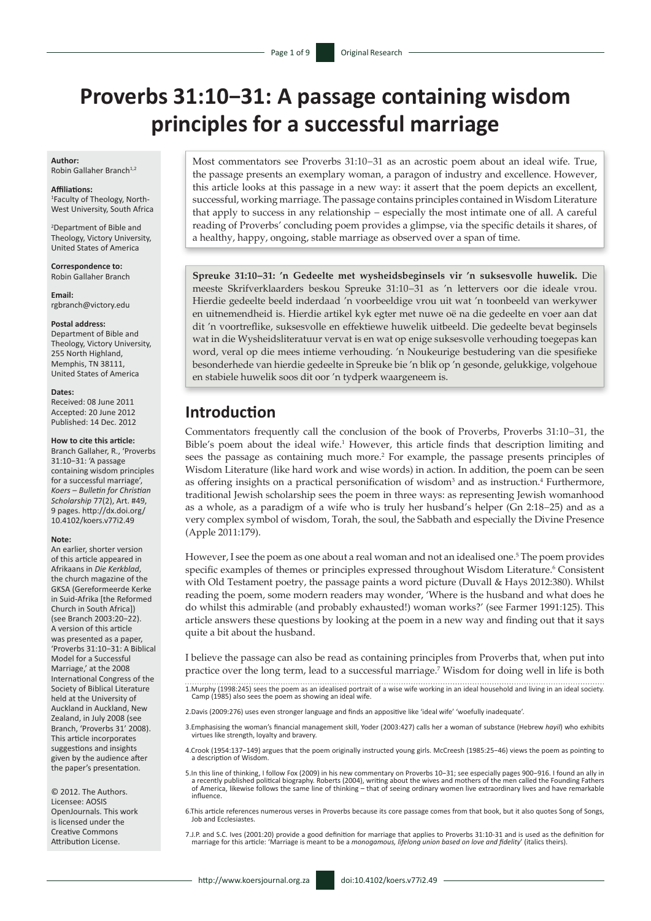# Proverbs 31:10–31: A passage containing wisdom principles for a successful marriage

**Author:**
Robin Gallaher Branch[1,2]

**Affiliations:**
[1]Faculty of Theology, North-West University, South Africa

[2]Department of Bible and Theology, Victory University, United States of America

**Correspondence to:**
Robin Gallaher Branch

**Email:**
rgbranch@victory.edu

**Postal address:**
Department of Bible and Theology, Victory University, 255 North Highland, Memphis, TN 38111, United States of America

**Dates:**
Received: 08 June 2011
Accepted: 20 June 2012
Published: 14 Dec. 2012

**How to cite this article:**
Branch Gallaher, R., 'Proverbs 31:10–31: 'A passage containing wisdom principles for a successful marriage', *Koers – Bulletin for Christian Scholarship* 77(2), Art. #49, 9 pages. http://dx.doi.org/10.4102/koers.v77i2.49

**Note:**
An earlier, shorter version of this article appeared in Afrikaans in *Die Kerkblad*, the church magazine of the GKSA (Gereformeerde Kerke in Suid-Afrika [the Reformed Church in South Africa]) (see Branch 2003:20–22). A version of this article was presented as a paper, 'Proverbs 31:10–31: A Biblical Model for a Successful Marriage,' at the 2008 International Congress of the Society of Biblical Literature held at the University of Auckland in Auckland, New Zealand, in July 2008 (see Branch, 'Proverbs 31' 2008). This article incorporates suggestions and insights given by the audience after the paper's presentation.

© 2012. The Authors. Licensee: AOSIS OpenJournals. This work is licensed under the Creative Commons Attribution License.

Most commentators see Proverbs 31:10–31 as an acrostic poem about an ideal wife. True, the passage presents an exemplary woman, a paragon of industry and excellence. However, this article looks at this passage in a new way: it assert that the poem depicts an excellent, successful, working marriage. The passage contains principles contained in Wisdom Literature that apply to success in any relationship – especially the most intimate one of all. A careful reading of Proverbs' concluding poem provides a glimpse, via the specific details it shares, of a healthy, happy, ongoing, stable marriage as observed over a span of time.

**Spreuke 31:10–31: 'n Gedeelte met wysheidsbeginsels vir 'n suksesvolle huwelik.** Die meeste Skrifverklaarders beskou Spreuke 31:10–31 as 'n lettervers oor die ideale vrou. Hierdie gedeelte beeld inderdaad 'n voorbeeldige vrou uit wat 'n toonbeeld van werkywer en uitnemendheid is. Hierdie artikel kyk egter met nuwe oë na die gedeelte en voer aan dat dit 'n voortreflike, suksesvolle en effektiewe huwelik uitbeeld. Die gedeelte bevat beginsels wat in die Wysheidsliteratuur vervat is en wat op enige suksesvolle verhouding toegepas kan word, veral op die mees intieme verhouding. 'n Noukeurige bestudering van die spesifieke besonderhede van hierdie gedeelte in Spreuke bie 'n blik op 'n gesonde, gelukkige, volgehoue en stabiele huwelik soos dit oor 'n tydperk waargeneem is.

## Introduction

Commentators frequently call the conclusion of the book of Proverbs, Proverbs 31:10–31, the Bible's poem about the ideal wife.[1] However, this article finds that description limiting and sees the passage as containing much more.[2] For example, the passage presents principles of Wisdom Literature (like hard work and wise words) in action. In addition, the poem can be seen as offering insights on a practical personification of wisdom[3] and as instruction.[4] Furthermore, traditional Jewish scholarship sees the poem in three ways: as representing Jewish womanhood as a whole, as a paradigm of a wife who is truly her husband's helper (Gn 2:18–25) and as a very complex symbol of wisdom, Torah, the soul, the Sabbath and especially the Divine Presence (Apple 2011:179).

However, I see the poem as one about a real woman and not an idealised one.[5] The poem provides specific examples of themes or principles expressed throughout Wisdom Literature.[6] Consistent with Old Testament poetry, the passage paints a word picture (Duvall & Hays 2012:380). Whilst reading the poem, some modern readers may wonder, 'Where is the husband and what does he do whilst this admirable (and probably exhausted!) woman works?' (see Farmer 1991:125). This article answers these questions by looking at the poem in a new way and finding out that it says quite a bit about the husband.

I believe the passage can also be read as containing principles from Proverbs that, when put into practice over the long term, lead to a successful marriage.[7] Wisdom for doing well in life is both

1.Murphy (1998:245) sees the poem as an idealised portrait of a wise wife working in an ideal household and living in an ideal society. Camp (1985) also sees the poem as showing an ideal wife.

2.Davis (2009:276) uses even stronger language and finds an appositive like 'ideal wife' 'woefully inadequate'.

3.Emphasising the woman's financial management skill, Yoder (2003:427) calls her a woman of substance (Hebrew *hayil*) who exhibits virtues like strength, loyalty and bravery.

4.Crook (1954:137–149) argues that the poem originally instructed young girls. McCreesh (1985:25–46) views the poem as pointing to a description of Wisdom.

5.In this line of thinking, I follow Fox (2009) in his new commentary on Proverbs 10–31; see especially pages 900–916. I found an ally in a recently published political biography. Roberts (2004), writing about the wives and mothers of the men called the Founding Fathers of America, likewise follows the same line of thinking – that of seeing ordinary women live extraordinary lives and have remarkable influence.

6.This article references numerous verses in Proverbs because its core passage comes from that book, but it also quotes Song of Songs, Job and Ecclesiastes.

7.J.P. and S.C. Ives (2001:20) provide a good definition for marriage that applies to Proverbs 31:10-31 and is used as the definition for marriage for this article: 'Marriage is meant to be a *monogamous, lifelong union based on love and fidelity*' (italics theirs).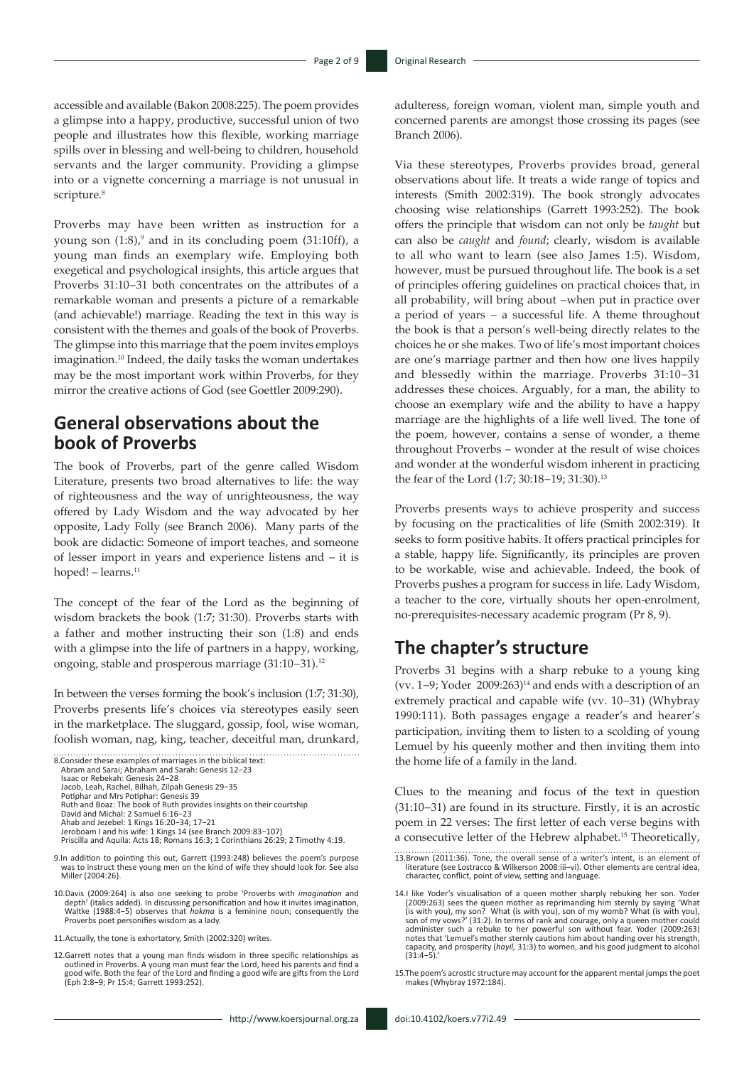accessible and available (Bakon 2008:225). The poem provides a glimpse into a happy, productive, successful union of two people and illustrates how this flexible, working marriage spills over in blessing and well-being to children, household servants and the larger community. Providing a glimpse into or a vignette concerning a marriage is not unusual in scripture.[8]

Proverbs may have been written as instruction for a young son (1:8),[9] and in its concluding poem (31:10ff), a young man finds an exemplary wife. Employing both exegetical and psychological insights, this article argues that Proverbs 31:10−31 both concentrates on the attributes of a remarkable woman and presents a picture of a remarkable (and achievable!) marriage. Reading the text in this way is consistent with the themes and goals of the book of Proverbs. The glimpse into this marriage that the poem invites employs imagination.[10] Indeed, the daily tasks the woman undertakes may be the most important work within Proverbs, for they mirror the creative actions of God (see Goettler 2009:290).

## General observations about the book of Proverbs

The book of Proverbs, part of the genre called Wisdom Literature, presents two broad alternatives to life: the way of righteousness and the way of unrighteousness, the way offered by Lady Wisdom and the way advocated by her opposite, Lady Folly (see Branch 2006). Many parts of the book are didactic: Someone of import teaches, and someone of lesser import in years and experience listens and – it is hoped! – learns.[11]

The concept of the fear of the Lord as the beginning of wisdom brackets the book (1:7; 31:30). Proverbs starts with a father and mother instructing their son (1:8) and ends with a glimpse into the life of partners in a happy, working, ongoing, stable and prosperous marriage (31:10−31).[12]

In between the verses forming the book's inclusion (1:7; 31:30), Proverbs presents life's choices via stereotypes easily seen in the marketplace. The sluggard, gossip, fool, wise woman, foolish woman, nag, king, teacher, deceitful man, drunkard, adulteress, foreign woman, violent man, simple youth and concerned parents are amongst those crossing its pages (see Branch 2006).

Via these stereotypes, Proverbs provides broad, general observations about life. It treats a wide range of topics and interests (Smith 2002:319). The book strongly advocates choosing wise relationships (Garrett 1993:252). The book offers the principle that wisdom can not only be *taught* but can also be *caught* and *found*; clearly, wisdom is available to all who want to learn (see also James 1:5). Wisdom, however, must be pursued throughout life. The book is a set of principles offering guidelines on practical choices that, in all probability, will bring about −when put in practice over a period of years − a successful life. A theme throughout the book is that a person's well-being directly relates to the choices he or she makes. Two of life's most important choices are one's marriage partner and then how one lives happily and blessedly within the marriage. Proverbs 31:10−31 addresses these choices. Arguably, for a man, the ability to choose an exemplary wife and the ability to have a happy marriage are the highlights of a life well lived. The tone of the poem, however, contains a sense of wonder, a theme throughout Proverbs – wonder at the result of wise choices and wonder at the wonderful wisdom inherent in practicing the fear of the Lord (1:7; 30:18−19; 31:30).[13]

Proverbs presents ways to achieve prosperity and success by focusing on the practicalities of life (Smith 2002:319). It seeks to form positive habits. It offers practical principles for a stable, happy life. Significantly, its principles are proven to be workable, wise and achievable. Indeed, the book of Proverbs pushes a program for success in life. Lady Wisdom, a teacher to the core, virtually shouts her open-enrolment, no-prerequisites-necessary academic program (Pr 8, 9).

## The chapter's structure

Proverbs 31 begins with a sharp rebuke to a young king (vv. 1−9; Yoder 2009:263)[14] and ends with a description of an extremely practical and capable wife (vv. 10−31) (Whybray 1990:111). Both passages engage a reader's and hearer's participation, inviting them to listen to a scolding of young Lemuel by his queenly mother and then inviting them into the home life of a family in the land.

Clues to the meaning and focus of the text in question (31:10−31) are found in its structure. Firstly, it is an acrostic poem in 22 verses: The first letter of each verse begins with a consecutive letter of the Hebrew alphabet.[15] Theoretically,

---

8. Consider these examples of marriages in the biblical text:
Abram and Sarai; Abraham and Sarah: Genesis 12−23
Isaac or Rebekah: Genesis 24−28
Jacob, Leah, Rachel, Bilhah, Zilpah Genesis 29−35
Potiphar and Mrs Potiphar: Genesis 39
Ruth and Boaz: The book of Ruth provides insights on their courtship
David and Michal: 2 Samuel 6:16−23
Ahab and Jezebel: 1 Kings 16:20−34; 17−21
Jeroboam I and his wife: 1 Kings 14 (see Branch 2009:83−107)
Priscilla and Aquila: Acts 18; Romans 16:3; 1 Corinthians 26:29; 2 Timothy 4:19.

9. In addition to pointing this out, Garrett (1993:248) believes the poem's purpose was to instruct these young men on the kind of wife they should look for. See also Miller (2004:26).

10. Davis (2009:264) is also one seeking to probe 'Proverbs with *imagination* and depth' (italics added). In discussing personification and how it invites imagination, Waltke (1988:4−5) observes that *hokma* is a feminine noun; consequently the Proverbs poet personifies wisdom as a lady.

11. Actually, the tone is exhortatory, Smith (2002:320) writes.

12. Garrett notes that a young man finds wisdom in three specific relationships as outlined in Proverbs. A young man must fear the Lord, heed his parents and find a good wife. Both the fear of the Lord and finding a good wife are gifts from the Lord (Eph 2:8−9; Pr 15:4; Garrett 1993:252).

13. Brown (2011:36). Tone, the overall sense of a writer's intent, is an element of literature (see Lostracco & Wilkerson 2008:iii−vi). Other elements are central idea, character, conflict, point of view, setting and language.

14. I like Yoder's visualisation of a queen mother sharply rebuking her son. Yoder (2009:263) sees the queen mother as reprimanding him sternly by saying 'What (is with you), my son? What (is with you), son of my womb? What (is with you), son of my vows?' (31:2). In terms of rank and courage, only a queen mother could administer such a rebuke to her powerful son without fear. Yoder (2009:263) notes that 'Lemuel's mother sternly cautions him about handing over his strength, capacity, and prosperity (*hayil*, 31:3) to women, and his good judgment to alcohol (31:4−5).'

15. The poem's acrostic structure may account for the apparent mental jumps the poet makes (Whybray 1972:184).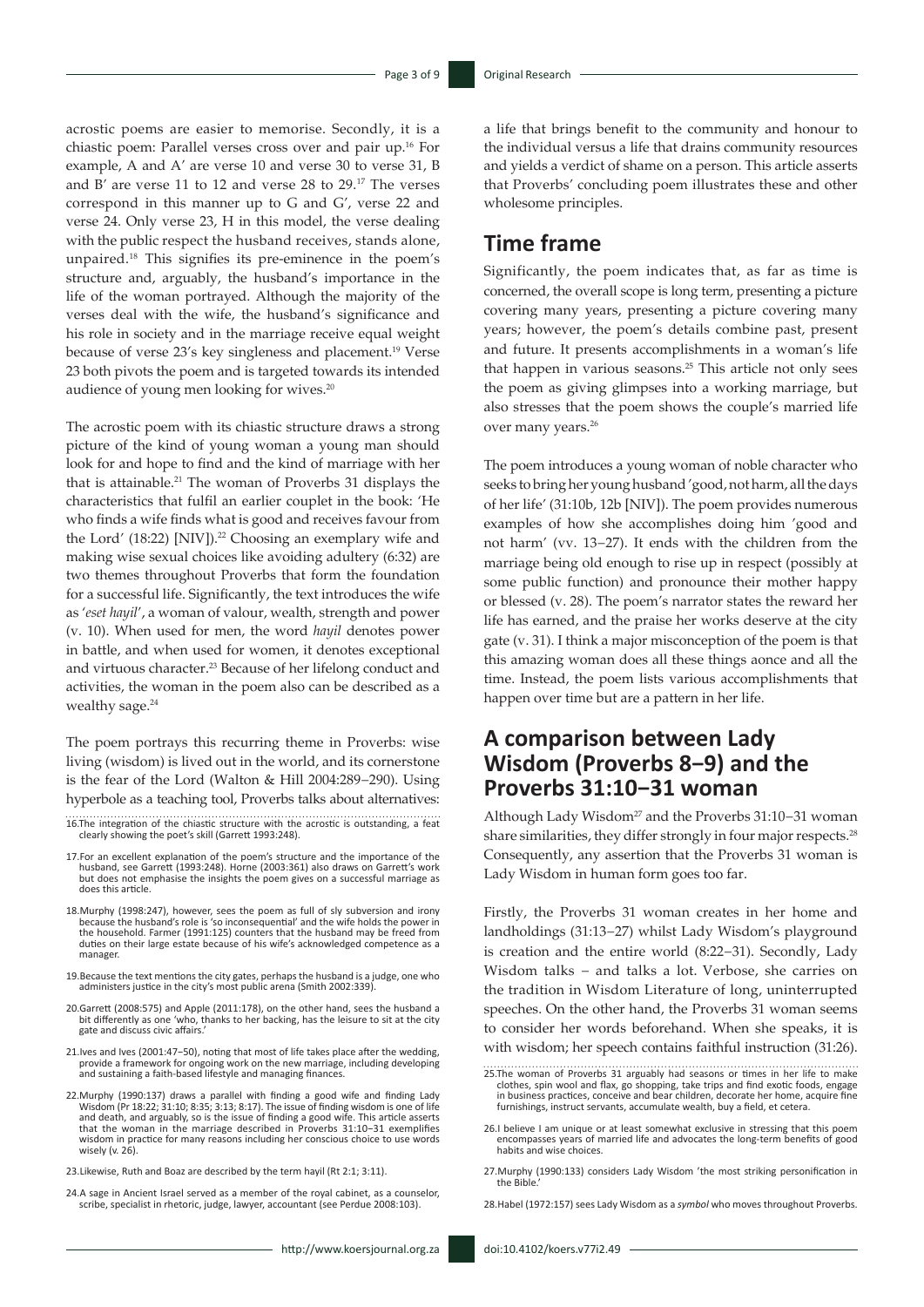acrostic poems are easier to memorise. Secondly, it is a chiastic poem: Parallel verses cross over and pair up.[16] For example, A and A′ are verse 10 and verse 30 to verse 31, B and B′ are verse 11 to 12 and verse 28 to 29.[17] The verses correspond in this manner up to G and G′, verse 22 and verse 24. Only verse 23, H in this model, the verse dealing with the public respect the husband receives, stands alone, unpaired.[18] This signifies its pre-eminence in the poem's structure and, arguably, the husband's importance in the life of the woman portrayed. Although the majority of the verses deal with the wife, the husband's significance and his role in society and in the marriage receive equal weight because of verse 23's key singleness and placement.[19] Verse 23 both pivots the poem and is targeted towards its intended audience of young men looking for wives.[20]

The acrostic poem with its chiastic structure draws a strong picture of the kind of young woman a young man should look for and hope to find and the kind of marriage with her that is attainable.[21] The woman of Proverbs 31 displays the characteristics that fulfil an earlier couplet in the book: 'He who finds a wife finds what is good and receives favour from the Lord' (18:22) [NIV]).[22] Choosing an exemplary wife and making wise sexual choices like avoiding adultery (6:32) are two themes throughout Proverbs that form the foundation for a successful life. Significantly, the text introduces the wife as '*eset hayil*', a woman of valour, wealth, strength and power (v. 10). When used for men, the word *hayil* denotes power in battle, and when used for women, it denotes exceptional and virtuous character.[23] Because of her lifelong conduct and activities, the woman in the poem also can be described as a wealthy sage.[24]

The poem portrays this recurring theme in Proverbs: wise living (wisdom) is lived out in the world, and its cornerstone is the fear of the Lord (Walton & Hill 2004:289−290). Using hyperbole as a teaching tool, Proverbs talks about alternatives: a life that brings benefit to the community and honour to the individual versus a life that drains community resources and yields a verdict of shame on a person. This article asserts that Proverbs' concluding poem illustrates these and other wholesome principles.

## Time frame

Significantly, the poem indicates that, as far as time is concerned, the overall scope is long term, presenting a picture covering many years, presenting a picture covering many years; however, the poem's details combine past, present and future. It presents accomplishments in a woman's life that happen in various seasons.[25] This article not only sees the poem as giving glimpses into a working marriage, but also stresses that the poem shows the couple's married life over many years.[26]

The poem introduces a young woman of noble character who seeks to bring her young husband 'good, not harm, all the days of her life' (31:10b, 12b [NIV]). The poem provides numerous examples of how she accomplishes doing him 'good and not harm' (vv. 13−27). It ends with the children from the marriage being old enough to rise up in respect (possibly at some public function) and pronounce their mother happy or blessed (v. 28). The poem's narrator states the reward her life has earned, and the praise her works deserve at the city gate (v. 31). I think a major misconception of the poem is that this amazing woman does all these things aonce and all the time. Instead, the poem lists various accomplishments that happen over time but are a pattern in her life.

## A comparison between Lady Wisdom (Proverbs 8−9) and the Proverbs 31:10−31 woman

Although Lady Wisdom[27] and the Proverbs 31:10−31 woman share similarities, they differ strongly in four major respects.[28] Consequently, any assertion that the Proverbs 31 woman is Lady Wisdom in human form goes too far.

Firstly, the Proverbs 31 woman creates in her home and landholdings (31:13−27) whilst Lady Wisdom's playground is creation and the entire world (8:22−31). Secondly, Lady Wisdom talks – and talks a lot. Verbose, she carries on the tradition in Wisdom Literature of long, uninterrupted speeches. On the other hand, the Proverbs 31 woman seems to consider her words beforehand. When she speaks, it is with wisdom; her speech contains faithful instruction (31:26).

---

16. The integration of the chiastic structure with the acrostic is outstanding, a feat clearly showing the poet's skill (Garrett 1993:248).

17. For an excellent explanation of the poem's structure and the importance of the husband, see Garrett (1993:248). Horne (2003:361) also draws on Garrett's work but does not emphasise the insights the poem gives on a successful marriage as does this article.

18. Murphy (1998:247), however, sees the poem as full of sly subversion and irony because the husband's role is 'so inconsequential' and the wife holds the power in the household. Farmer (1991:125) counters that the husband may be freed from duties on their large estate because of his wife's acknowledged competence as a manager.

19. Because the text mentions the city gates, perhaps the husband is a judge, one who administers justice in the city's most public arena (Smith 2002:339).

20. Garrett (2008:575) and Apple (2011:178), on the other hand, sees the husband a bit differently as one 'who, thanks to her backing, has the leisure to sit at the city gate and discuss civic affairs.'

21. Ives and Ives (2001:47−50), noting that most of life takes place after the wedding, provide a framework for ongoing work on the new marriage, including developing and sustaining a faith-based lifestyle and managing finances.

22. Murphy (1990:137) draws a parallel with finding a good wife and finding Lady Wisdom (Pr 18:22; 31:10; 8:35; 3:13; 8:17). The issue of finding wisdom is one of life and death, and arguably, so is the issue of finding a good wife. This article asserts that the woman in the marriage described in Proverbs 31:10−31 exemplifies wisdom in practice for many reasons including her conscious choice to use words wisely (v. 26).

23. Likewise, Ruth and Boaz are described by the term hayil (Rt 2:1; 3:11).

24. A sage in Ancient Israel served as a member of the royal cabinet, as a counselor, scribe, specialist in rhetoric, judge, lawyer, accountant (see Perdue 2008:103).

25. The woman of Proverbs 31 arguably had seasons or times in her life to make clothes, spin wool and flax, go shopping, take trips and find exotic foods, engage in business practices, conceive and bear children, decorate her home, acquire fine furnishings, instruct servants, accumulate wealth, buy a field, et cetera.

26. I believe I am unique or at least somewhat exclusive in stressing that this poem encompasses years of married life and advocates the long-term benefits of good habits and wise choices.

27. Murphy (1990:133) considers Lady Wisdom 'the most striking personification in the Bible.'

28. Habel (1972:157) sees Lady Wisdom as a *symbol* who moves throughout Proverbs.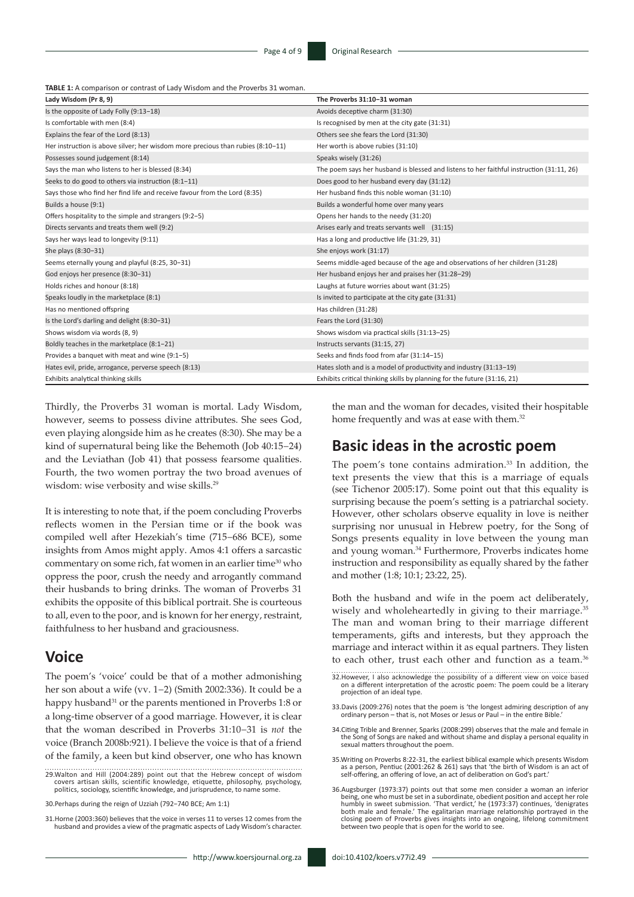**TABLE 1:** A comparison or contrast of Lady Wisdom and the Proverbs 31 woman.

| Lady Wisdom (Pr 8, 9) | The Proverbs 31:10–31 woman |
|---|---|
| Is the opposite of Lady Folly (9:13–18) | Avoids deceptive charm (31:30) |
| Is comfortable with men (8:4) | Is recognised by men at the city gate (31:31) |
| Explains the fear of the Lord (8:13) | Others see she fears the Lord (31:30) |
| Her instruction is above silver; her wisdom more precious than rubies (8:10–11) | Her worth is above rubies (31:10) |
| Possesses sound judgement (8:14) | Speaks wisely (31:26) |
| Says the man who listens to her is blessed (8:34) | The poem says her husband is blessed and listens to her faithful instruction (31:11, 26) |
| Seeks to do good to others via instruction (8:1–11) | Does good to her husband every day (31:12) |
| Says those who find her find life and receive favour from the Lord (8:35) | Her husband finds this noble woman (31:10) |
| Builds a house (9:1) | Builds a wonderful home over many years |
| Offers hospitality to the simple and strangers (9:2–5) | Opens her hands to the needy (31:20) |
| Directs servants and treats them well (9:2) | Arises early and treats servants well (31:15) |
| Says her ways lead to longevity (9:11) | Has a long and productive life (31:29, 31) |
| She plays (8:30–31) | She enjoys work (31:17) |
| Seems eternally young and playful (8:25, 30–31) | Seems middle-aged because of the age and observations of her children (31:28) |
| God enjoys her presence (8:30–31) | Her husband enjoys her and praises her (31:28–29) |
| Holds riches and honour (8:18) | Laughs at future worries about want (31:25) |
| Speaks loudly in the marketplace (8:1) | Is invited to participate at the city gate (31:31) |
| Has no mentioned offspring | Has children (31:28) |
| Is the Lord's darling and delight (8:30–31) | Fears the Lord (31:30) |
| Shows wisdom via words (8, 9) | Shows wisdom via practical skills (31:13–25) |
| Boldly teaches in the marketplace (8:1–21) | Instructs servants (31:15, 27) |
| Provides a banquet with meat and wine (9:1–5) | Seeks and finds food from afar (31:14–15) |
| Hates evil, pride, arrogance, perverse speech (8:13) | Hates sloth and is a model of productivity and industry (31:13–19) |
| Exhibits analytical thinking skills | Exhibits critical thinking skills by planning for the future (31:16, 21) |

Thirdly, the Proverbs 31 woman is mortal. Lady Wisdom, however, seems to possess divine attributes. She sees God, even playing alongside him as he creates (8:30). She may be a kind of supernatural being like the Behemoth (Job 40:15–24) and the Leviathan (Job 41) that possess fearsome qualities. Fourth, the two women portray the two broad avenues of wisdom: wise verbosity and wise skills.[29]

It is interesting to note that, if the poem concluding Proverbs reflects women in the Persian time or if the book was compiled well after Hezekiah's time (715–686 BCE), some insights from Amos might apply. Amos 4:1 offers a sarcastic commentary on some rich, fat women in an earlier time[30] who oppress the poor, crush the needy and arrogantly command their husbands to bring drinks. The woman of Proverbs 31 exhibits the opposite of this biblical portrait. She is courteous to all, even to the poor, and is known for her energy, restraint, faithfulness to her husband and graciousness.

## Voice

The poem's 'voice' could be that of a mother admonishing her son about a wife (vv. 1–2) (Smith 2002:336). It could be a happy husband[31] or the parents mentioned in Proverbs 1:8 or a long-time observer of a good marriage. However, it is clear that the woman described in Proverbs 31:10–31 is *not* the voice (Branch 2008b:921). I believe the voice is that of a friend of the family, a keen but kind observer, one who has known the man and the woman for decades, visited their hospitable home frequently and was at ease with them.[32]

## Basic ideas in the acrostic poem

The poem's tone contains admiration.[33] In addition, the text presents the view that this is a marriage of equals (see Tichenor 2005:17). Some point out that this equality is surprising because the poem's setting is a patriarchal society. However, other scholars observe equality in love is neither surprising nor unusual in Hebrew poetry, for the Song of Songs presents equality in love between the young man and young woman.[34] Furthermore, Proverbs indicates home instruction and responsibility as equally shared by the father and mother (1:8; 10:1; 23:22, 25).

Both the husband and wife in the poem act deliberately, wisely and wholeheartedly in giving to their marriage.[35] The man and woman bring to their marriage different temperaments, gifts and interests, but they approach the marriage and interact within it as equal partners. They listen to each other, trust each other and function as a team.[36]

29. Walton and Hill (2004:289) point out that the Hebrew concept of wisdom covers artisan skills, scientific knowledge, etiquette, philosophy, psychology, politics, sociology, scientific knowledge, and jurisprudence, to name some.

30. Perhaps during the reign of Uzziah (792–740 BCE; Am 1:1)

31. Horne (2003:360) believes that the voice in verses 11 to verses 12 comes from the husband and provides a view of the pragmatic aspects of Lady Wisdom's character.

32. However, I also acknowledge the possibility of a different view on voice based on a different interpretation of the acrostic poem: The poem could be a literary projection of an ideal type.

33. Davis (2009:276) notes that the poem is 'the longest admiring description of any ordinary person – that is, not Moses or Jesus or Paul – in the entire Bible.'

34. Citing Trible and Brenner, Sparks (2008:299) observes that the male and female in the Song of Songs are naked and without shame and display a personal equality in sexual matters throughout the poem.

35. Writing on Proverbs 8:22-31, the earliest biblical example which presents Wisdom as a person, Pentiuc (2001:262 & 261) says that 'the birth of Wisdom is an act of self-offering, an offering of love, an act of deliberation on God's part.'

36. Augsburger (1973:37) points out that some men consider a woman an inferior being, one who must be set in a subordinate, obedient position and accept her role humbly in sweet submission. 'That verdict,' he (1973:37) continues, 'denigrates both male and female.' The egalitarian marriage relationship portrayed in the closing poem of Proverbs gives insights into an ongoing, lifelong commitment between two people that is open for the world to see.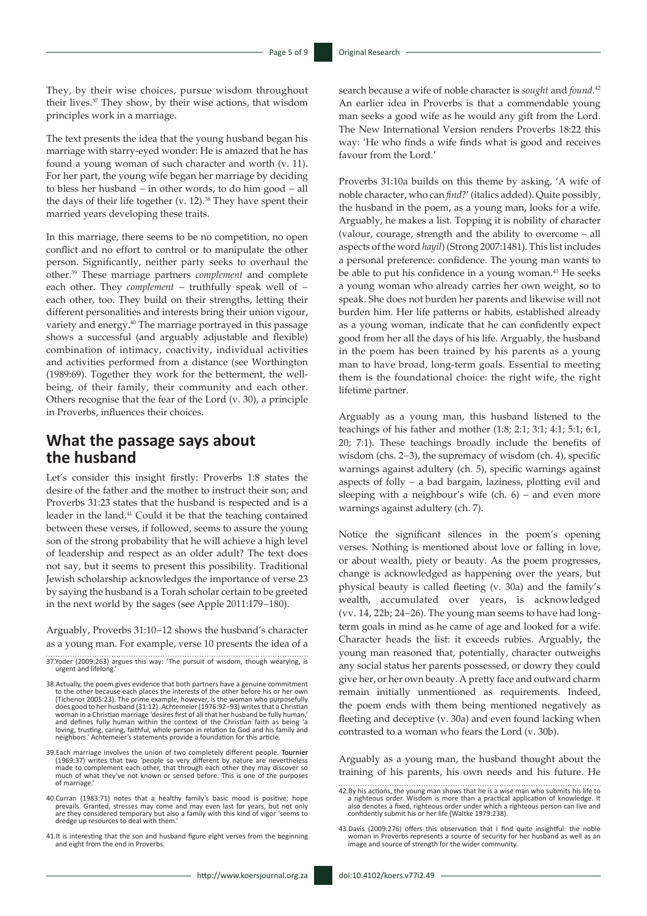They, by their wise choices, pursue wisdom throughout their lives.[37] They show, by their wise actions, that wisdom principles work in a marriage.

The text presents the idea that the young husband began his marriage with starry-eyed wonder: He is amazed that he has found a young woman of such character and worth (v. 11). For her part, the young wife began her marriage by deciding to bless her husband – in other words, to do him good – all the days of their life together (v. 12).[38] They have spent their married years developing these traits.

In this marriage, there seems to be no competition, no open conflict and no effort to control or to manipulate the other person. Significantly, neither party seeks to overhaul the other.[39] These marriage partners *complement* and complete each other. They *complement* – truthfully speak well of – each other, too. They build on their strengths, letting their different personalities and interests bring their union vigour, variety and energy.[40] The marriage portrayed in this passage shows a successful (and arguably adjustable and flexible) combination of intimacy, coactivity, individual activities and activities performed from a distance (see Worthington (1989:69). Together they work for the betterment, the well-being, of their family, their community and each other. Others recognise that the fear of the Lord (v. 30), a principle in Proverbs, influences their choices.

## What the passage says about the husband

Let's consider this insight firstly: Proverbs 1:8 states the desire of the father and the mother to instruct their son; and Proverbs 31:23 states that the husband is respected and is a leader in the land.[41] Could it be that the teaching contained between these verses, if followed, seems to assure the young son of the strong probability that he will achieve a high level of leadership and respect as an older adult? The text does not say, but it seems to present this possibility. Traditional Jewish scholarship acknowledges the importance of verse 23 by saying the husband is a Torah scholar certain to be greeted in the next world by the sages (see Apple 2011:179–180).

Arguably, Proverbs 31:10–12 shows the husband's character as a young man. For example, verse 10 presents the idea of a search because a wife of noble character is *sought* and *found*.[42] An earlier idea in Proverbs is that a commendable young man seeks a good wife as he would any gift from the Lord. The New International Version renders Proverbs 18:22 this way: 'He who finds a wife finds what is good and receives favour from the Lord.'

Proverbs 31:10a builds on this theme by asking, 'A wife of noble character, who can *find*?' (italics added). Quite possibly, the husband in the poem, as a young man, looks for a wife. Arguably, he makes a list. Topping it is nobility of character (valour, courage, strength and the ability to overcome – all aspects of the word *hayil*) (Strong 2007:1481). This list includes a personal preference: confidence. The young man wants to be able to put his confidence in a young woman.[43] He seeks a young woman who already carries her own weight, so to speak. She does not burden her parents and likewise will not burden him. Her life patterns or habits, established already as a young woman, indicate that he can confidently expect good from her all the days of his life. Arguably, the husband in the poem has been trained by his parents as a young man to have broad, long-term goals. Essential to meeting them is the foundational choice: the right wife, the right lifetime partner.

Arguably as a young man, this husband listened to the teachings of his father and mother (1:8; 2:1; 3:1; 4:1; 5:1; 6:1, 20; 7:1). These teachings broadly include the benefits of wisdom (chs. 2–3), the supremacy of wisdom (ch. 4), specific warnings against adultery (ch. 5), specific warnings against aspects of folly – a bad bargain, laziness, plotting evil and sleeping with a neighbour's wife (ch. 6) – and even more warnings against adultery (ch. 7).

Notice the significant silences in the poem's opening verses. Nothing is mentioned about love or falling in love, or about wealth, piety or beauty. As the poem progresses, change is acknowledged as happening over the years, but physical beauty is called fleeting (v. 30a) and the family's wealth, accumulated over years, is acknowledged (vv. 14, 22b; 24–26). The young man seems to have had long-term goals in mind as he came of age and looked for a wife. Character heads the list: it exceeds rubies. Arguably, the young man reasoned that, potentially, character outweighs any social status her parents possessed, or dowry they could give her, or her own beauty. A pretty face and outward charm remain initially unmentioned as requirements. Indeed, the poem ends with them being mentioned negatively as fleeting and deceptive (v. 30a) and even found lacking when contrasted to a woman who fears the Lord (v. 30b).

Arguably as a young man, the husband thought about the training of his parents, his own needs and his future. He

---

37. Yoder (2009:263) argues this way: 'The pursuit of wisdom, though wearying, is urgent and lifelong.'

38. Actually, the poem gives evidence that both partners have a genuine commitment to the other because each places the interests of the other before his or her own (Tichenor 2005:23). The prime example, however, is the woman who purposefully does good to her husband (31:12). Achtemeier (1976:92–93) writes that a Christian woman in a Christian marriage 'desires first of all that her husband be fully human,' and defines fully human within the context of the Christian faith as being 'a loving, trusting, caring, faithful, whole person in relation to God and his family and neighbors.' Achtemeier's statements provide a foundation for this article.

39. Each marriage involves the union of two completely different people. Tournier (1969:37) writes that two 'people so very different by nature are nevertheless made to complement each other, that through each other they may discover so much of what they've not known or sensed before. This is one of the purposes of marriage.'

40. Curran (1983:71) notes that a healthy family's basic mood is positive; hope prevails. Granted, stresses may come and may even last for years, but not only are they considered temporary but also a family with this kind of vigor 'seems to dredge up resources to deal with them.'

41. It is interesting that the son and husband figure eight verses from the beginning and eight from the end in Proverbs.

42. By his actions, the young man shows that he is a wise man who submits his life to a righteous order. Wisdom is more than a practical application of knowledge. It also denotes a fixed, righteous order under which a righteous person can live and confidently submit his or her life (Waltke 1979:238).

43. Davis (2009:276) offers this observation that I find quite insightful: the noble woman in Proverbs represents a source of security for her husband as well as an image and source of strength for the wider community.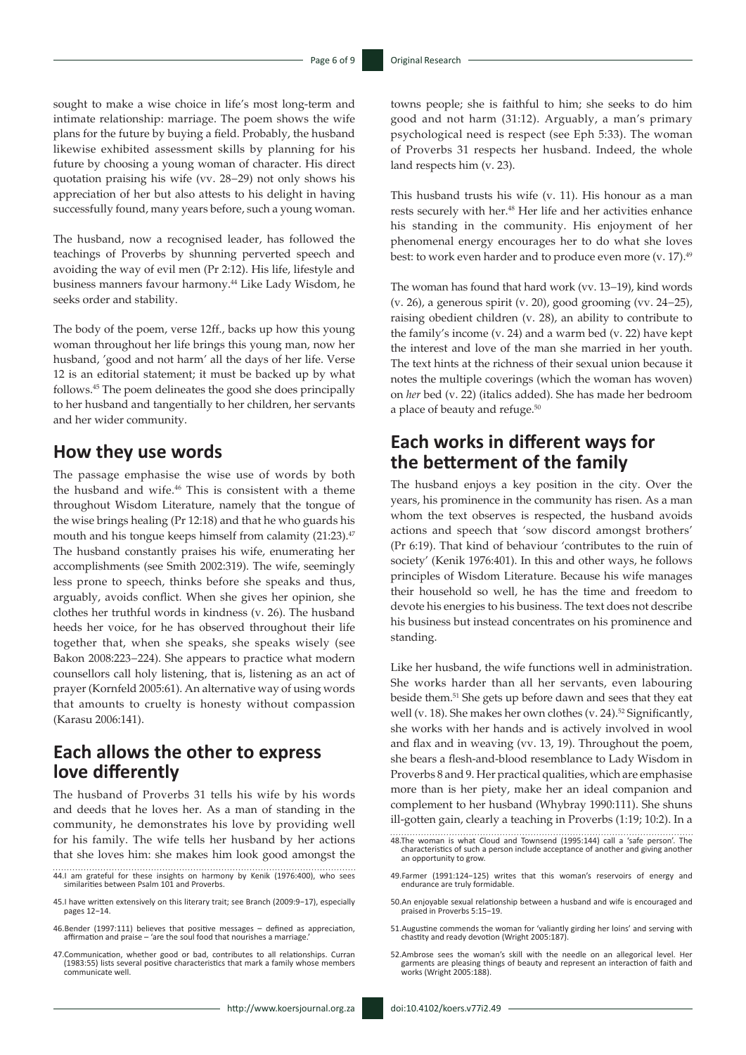sought to make a wise choice in life's most long-term and intimate relationship: marriage. The poem shows the wife plans for the future by buying a field. Probably, the husband likewise exhibited assessment skills by planning for his future by choosing a young woman of character. His direct quotation praising his wife (vv. 28−29) not only shows his appreciation of her but also attests to his delight in having successfully found, many years before, such a young woman.

The husband, now a recognised leader, has followed the teachings of Proverbs by shunning perverted speech and avoiding the way of evil men (Pr 2:12). His life, lifestyle and business manners favour harmony.[44] Like Lady Wisdom, he seeks order and stability.

The body of the poem, verse 12ff., backs up how this young woman throughout her life brings this young man, now her husband, 'good and not harm' all the days of her life. Verse 12 is an editorial statement; it must be backed up by what follows.[45] The poem delineates the good she does principally to her husband and tangentially to her children, her servants and her wider community.

## How they use words

The passage emphasise the wise use of words by both the husband and wife.[46] This is consistent with a theme throughout Wisdom Literature, namely that the tongue of the wise brings healing (Pr 12:18) and that he who guards his mouth and his tongue keeps himself from calamity (21:23).[47] The husband constantly praises his wife, enumerating her accomplishments (see Smith 2002:319). The wife, seemingly less prone to speech, thinks before she speaks and thus, arguably, avoids conflict. When she gives her opinion, she clothes her truthful words in kindness (v. 26). The husband heeds her voice, for he has observed throughout their life together that, when she speaks, she speaks wisely (see Bakon 2008:223−224). She appears to practice what modern counsellors call holy listening, that is, listening as an act of prayer (Kornfeld 2005:61). An alternative way of using words that amounts to cruelty is honesty without compassion (Karasu 2006:141).

## Each allows the other to express love differently

The husband of Proverbs 31 tells his wife by his words and deeds that he loves her. As a man of standing in the community, he demonstrates his love by providing well for his family. The wife tells her husband by her actions that she loves him: she makes him look good amongst the towns people; she is faithful to him; she seeks to do him good and not harm (31:12). Arguably, a man's primary psychological need is respect (see Eph 5:33). The woman of Proverbs 31 respects her husband. Indeed, the whole land respects him (v. 23).

This husband trusts his wife (v. 11). His honour as a man rests securely with her.[48] Her life and her activities enhance his standing in the community. His enjoyment of her phenomenal energy encourages her to do what she loves best: to work even harder and to produce even more (v. 17).[49]

The woman has found that hard work (vv. 13−19), kind words (v. 26), a generous spirit (v. 20), good grooming (vv. 24−25), raising obedient children (v. 28), an ability to contribute to the family's income (v. 24) and a warm bed (v. 22) have kept the interest and love of the man she married in her youth. The text hints at the richness of their sexual union because it notes the multiple coverings (which the woman has woven) on *her* bed (v. 22) (italics added). She has made her bedroom a place of beauty and refuge.[50]

## Each works in different ways for the betterment of the family

The husband enjoys a key position in the city. Over the years, his prominence in the community has risen. As a man whom the text observes is respected, the husband avoids actions and speech that 'sow discord amongst brothers' (Pr 6:19). That kind of behaviour 'contributes to the ruin of society' (Kenik 1976:401). In this and other ways, he follows principles of Wisdom Literature. Because his wife manages their household so well, he has the time and freedom to devote his energies to his business. The text does not describe his business but instead concentrates on his prominence and standing.

Like her husband, the wife functions well in administration. She works harder than all her servants, even labouring beside them.[51] She gets up before dawn and sees that they eat well (v. 18). She makes her own clothes (v. 24).[52] Significantly, she works with her hands and is actively involved in wool and flax and in weaving (vv. 13, 19). Throughout the poem, she bears a flesh-and-blood resemblance to Lady Wisdom in Proverbs 8 and 9. Her practical qualities, which are emphasise more than is her piety, make her an ideal companion and complement to her husband (Whybray 1990:111). She shuns ill-gotten gain, clearly a teaching in Proverbs (1:19; 10:2). In a

---

44. I am grateful for these insights on harmony by Kenik (1976:400), who sees similarities between Psalm 101 and Proverbs.

45. I have written extensively on this literary trait; see Branch (2009:9−17), especially pages 12−14.

46. Bender (1997:111) believes that positive messages – defined as appreciation, affirmation and praise – 'are the soul food that nourishes a marriage.'

47. Communication, whether good or bad, contributes to all relationships. Curran (1983:55) lists several positive characteristics that mark a family whose members communicate well.

48. The woman is what Cloud and Townsend (1995:144) call a 'safe person'. The characteristics of such a person include acceptance of another and giving another an opportunity to grow.

49. Farmer (1991:124−125) writes that this woman's reservoirs of energy and endurance are truly formidable.

50. An enjoyable sexual relationship between a husband and wife is encouraged and praised in Proverbs 5:15−19.

51. Augustine commends the woman for 'valiantly girding her loins' and serving with chastity and ready devotion (Wright 2005:187).

52. Ambrose sees the woman's skill with the needle on an allegorical level. Her garments are pleasing things of beauty and represent an interaction of faith and works (Wright 2005:188).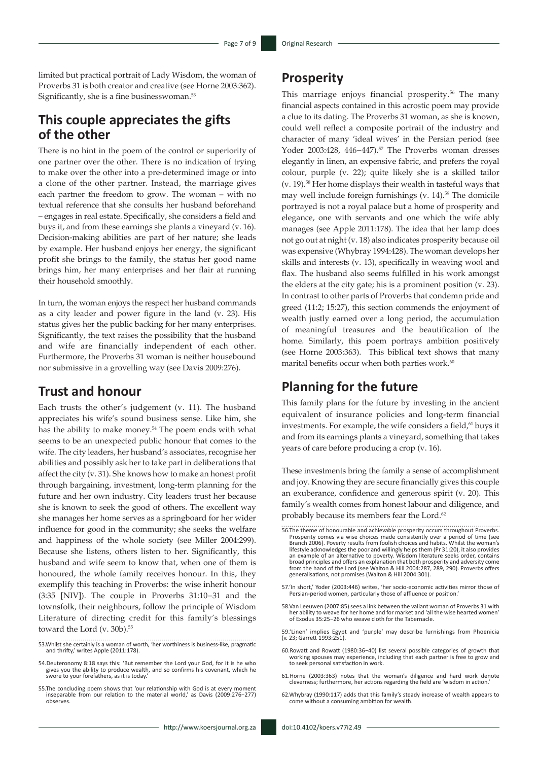limited but practical portrait of Lady Wisdom, the woman of Proverbs 31 is both creator and creative (see Horne 2003:362). Significantly, she is a fine businesswoman.[53]

## This couple appreciates the gifts of the other

There is no hint in the poem of the control or superiority of one partner over the other. There is no indication of trying to make over the other into a pre-determined image or into a clone of the other partner. Instead, the marriage gives each partner the freedom to grow. The woman – with no textual reference that she consults her husband beforehand – engages in real estate. Specifically, she considers a field and buys it, and from these earnings she plants a vineyard (v. 16). Decision-making abilities are part of her nature; she leads by example. Her husband enjoys her energy, the significant profit she brings to the family, the status her good name brings him, her many enterprises and her flair at running their household smoothly.

In turn, the woman enjoys the respect her husband commands as a city leader and power figure in the land (v. 23). His status gives her the public backing for her many enterprises. Significantly, the text raises the possibility that the husband and wife are financially independent of each other. Furthermore, the Proverbs 31 woman is neither housebound nor submissive in a grovelling way (see Davis 2009:276).

## Trust and honour

Each trusts the other's judgement (v. 11). The husband appreciates his wife's sound business sense. Like him, she has the ability to make money.[54] The poem ends with what seems to be an unexpected public honour that comes to the wife. The city leaders, her husband's associates, recognise her abilities and possibly ask her to take part in deliberations that affect the city (v. 31). She knows how to make an honest profit through bargaining, investment, long-term planning for the future and her own industry. City leaders trust her because she is known to seek the good of others. The excellent way she manages her home serves as a springboard for her wider influence for good in the community; she seeks the welfare and happiness of the whole society (see Miller 2004:299). Because she listens, others listen to her. Significantly, this husband and wife seem to know that, when one of them is honoured, the whole family receives honour. In this, they exemplify this teaching in Proverbs: the wise inherit honour (3:35 [NIV]). The couple in Proverbs 31:10–31 and the townsfolk, their neighbours, follow the principle of Wisdom Literature of directing credit for this family's blessings toward the Lord (v. 30b).[55]

## Prosperity

This marriage enjoys financial prosperity.[56] The many financial aspects contained in this acrostic poem may provide a clue to its dating. The Proverbs 31 woman, as she is known, could well reflect a composite portrait of the industry and character of many 'ideal wives' in the Persian period (see Yoder 2003:428, 446–447).[57] The Proverbs woman dresses elegantly in linen, an expensive fabric, and prefers the royal colour, purple (v. 22); quite likely she is a skilled tailor (v. 19).[58] Her home displays their wealth in tasteful ways that may well include foreign furnishings (v. 14).[59] The domicile portrayed is not a royal palace but a home of prosperity and elegance, one with servants and one which the wife ably manages (see Apple 2011:178). The idea that her lamp does not go out at night (v. 18) also indicates prosperity because oil was expensive (Whybray 1994:428). The woman develops her skills and interests (v. 13), specifically in weaving wool and flax. The husband also seems fulfilled in his work amongst the elders at the city gate; his is a prominent position (v. 23). In contrast to other parts of Proverbs that condemn pride and greed (11:2; 15:27), this section commends the enjoyment of wealth justly earned over a long period, the accumulation of meaningful treasures and the beautification of the home. Similarly, this poem portrays ambition positively (see Horne 2003:363). This biblical text shows that many marital benefits occur when both parties work.[60]

## Planning for the future

This family plans for the future by investing in the ancient equivalent of insurance policies and long-term financial investments. For example, the wife considers a field,[61] buys it and from its earnings plants a vineyard, something that takes years of care before producing a crop (v. 16).

These investments bring the family a sense of accomplishment and joy. Knowing they are secure financially gives this couple an exuberance, confidence and generous spirit (v. 20). This family's wealth comes from honest labour and diligence, and probably because its members fear the Lord.[62]

---

53. Whilst she certainly is a woman of worth, 'her worthiness is business-like, pragmatic and thrifty,' writes Apple (2011:178).

54. Deuteronomy 8:18 says this: 'But remember the Lord your God, for it is he who gives you the ability to produce wealth, and so confirms his covenant, which he swore to your forefathers, as it is today.'

55. The concluding poem shows that 'our relationship with God is at every moment inseparable from our relation to the material world,' as Davis (2009:276–277) observes.

56. The theme of honourable and achievable prosperity occurs throughout Proverbs. Prosperity comes via wise choices made consistently over a period of time (see Branch 2006). Poverty results from foolish choices and habits. Whilst the woman's lifestyle acknowledges the poor and willingly helps them (Pr 31:20), it also provides an example of an alternative to poverty. Wisdom literature seeks order, contains broad principles and offers an explanation that both prosperity and adversity come from the hand of the Lord (see Walton & Hill 2004:287, 289, 290). Proverbs offers generalisations, not promises (Walton & Hill 2004:301).

57. 'In short,' Yoder (2003:446) writes, 'her socio-economic activities mirror those of Persian-period women, particularly those of affluence or position.'

58. Van Leeuwen (2007:85) sees a link between the valiant woman of Proverbs 31 with her ability to weave for her home and for market and 'all the wise hearted women' of Exodus 35:25–26 who weave cloth for the Tabernacle.

59. 'Linen' implies Egypt and 'purple' may describe furnishings from Phoenicia (v. 23; Garrett 1993:251).

60. Rowatt and Rowatt (1980:36–40) list several possible categories of growth that working spouses may experience, including that each partner is free to grow and to seek personal satisfaction in work.

61. Horne (2003:363) notes that the woman's diligence and hard work denote cleverness; furthermore, her actions regarding the field are 'wisdom in action.'

62. Whybray (1990:117) adds that this family's steady increase of wealth appears to come without a consuming ambition for wealth.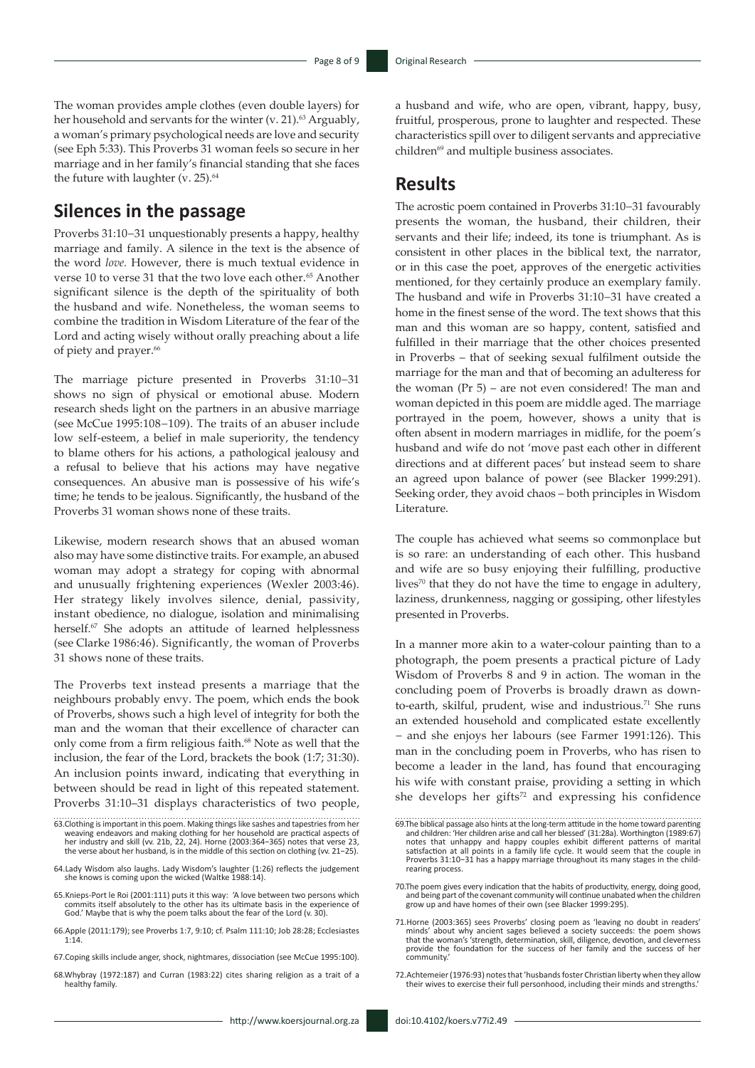The woman provides ample clothes (even double layers) for her household and servants for the winter (v. 21).[63] Arguably, a woman's primary psychological needs are love and security (see Eph 5:33). This Proverbs 31 woman feels so secure in her marriage and in her family's financial standing that she faces the future with laughter (v. 25).[64]

## Silences in the passage

Proverbs 31:10–31 unquestionably presents a happy, healthy marriage and family. A silence in the text is the absence of the word *love.* However, there is much textual evidence in verse 10 to verse 31 that the two love each other.[65] Another significant silence is the depth of the spirituality of both the husband and wife. Nonetheless, the woman seems to combine the tradition in Wisdom Literature of the fear of the Lord and acting wisely without orally preaching about a life of piety and prayer.[66]

The marriage picture presented in Proverbs 31:10–31 shows no sign of physical or emotional abuse. Modern research sheds light on the partners in an abusive marriage (see McCue 1995:108–109). The traits of an abuser include low self-esteem, a belief in male superiority, the tendency to blame others for his actions, a pathological jealousy and a refusal to believe that his actions may have negative consequences. An abusive man is possessive of his wife's time; he tends to be jealous. Significantly, the husband of the Proverbs 31 woman shows none of these traits.

Likewise, modern research shows that an abused woman also may have some distinctive traits. For example, an abused woman may adopt a strategy for coping with abnormal and unusually frightening experiences (Wexler 2003:46). Her strategy likely involves silence, denial, passivity, instant obedience, no dialogue, isolation and minimalising herself.[67] She adopts an attitude of learned helplessness (see Clarke 1986:46). Significantly, the woman of Proverbs 31 shows none of these traits.

The Proverbs text instead presents a marriage that the neighbours probably envy. The poem, which ends the book of Proverbs, shows such a high level of integrity for both the man and the woman that their excellence of character can only come from a firm religious faith.[68] Note as well that the inclusion, the fear of the Lord, brackets the book (1:7; 31:30). An inclusion points inward, indicating that everything in between should be read in light of this repeated statement. Proverbs 31:10–31 displays characteristics of two people, a husband and wife, who are open, vibrant, happy, busy, fruitful, prosperous, prone to laughter and respected. These characteristics spill over to diligent servants and appreciative children[69] and multiple business associates.

## Results

The acrostic poem contained in Proverbs 31:10–31 favourably presents the woman, the husband, their children, their servants and their life; indeed, its tone is triumphant. As is consistent in other places in the biblical text, the narrator, or in this case the poet, approves of the energetic activities mentioned, for they certainly produce an exemplary family. The husband and wife in Proverbs 31:10–31 have created a home in the finest sense of the word. The text shows that this man and this woman are so happy, content, satisfied and fulfilled in their marriage that the other choices presented in Proverbs – that of seeking sexual fulfilment outside the marriage for the man and that of becoming an adulteress for the woman (Pr 5) – are not even considered! The man and woman depicted in this poem are middle aged. The marriage portrayed in the poem, however, shows a unity that is often absent in modern marriages in midlife, for the poem's husband and wife do not 'move past each other in different directions and at different paces' but instead seem to share an agreed upon balance of power (see Blacker 1999:291). Seeking order, they avoid chaos – both principles in Wisdom Literature.

The couple has achieved what seems so commonplace but is so rare: an understanding of each other. This husband and wife are so busy enjoying their fulfilling, productive lives[70] that they do not have the time to engage in adultery, laziness, drunkenness, nagging or gossiping, other lifestyles presented in Proverbs.

In a manner more akin to a water-colour painting than to a photograph, the poem presents a practical picture of Lady Wisdom of Proverbs 8 and 9 in action. The woman in the concluding poem of Proverbs is broadly drawn as down-to-earth, skilful, prudent, wise and industrious.[71] She runs an extended household and complicated estate excellently – and she enjoys her labours (see Farmer 1991:126). This man in the concluding poem in Proverbs, who has risen to become a leader in the land, has found that encouraging his wife with constant praise, providing a setting in which she develops her gifts[72] and expressing his confidence

63. Clothing is important in this poem. Making things like sashes and tapestries from her weaving endeavors and making clothing for her household are practical aspects of her industry and skill (vv. 21b, 22, 24). Horne (2003:364–365) notes that verse 23, the verse about her husband, is in the middle of this section on clothing (vv. 21–25).

64. Lady Wisdom also laughs. Lady Wisdom's laughter (1:26) reflects the judgement she knows is coming upon the wicked (Waltke 1988:14).

65. Knieps-Port le Roi (2001:111) puts it this way: 'A love between two persons which commits itself absolutely to the other has its ultimate basis in the experience of God.' Maybe that is why the poem talks about the fear of the Lord (v. 30).

66. Apple (2011:179); see Proverbs 1:7, 9:10; cf. Psalm 111:10; Job 28:28; Ecclesiastes 1:14.

67. Coping skills include anger, shock, nightmares, dissociation (see McCue 1995:100).

68. Whybray (1972:187) and Curran (1983:22) cites sharing religion as a trait of a healthy family.

69. The biblical passage also hints at the long-term attitude in the home toward parenting and children: 'Her children arise and call her blessed' (31:28a). Worthington (1989:67) notes that unhappy and happy couples exhibit different patterns of marital satisfaction at all points in a family life cycle. It would seem that the couple in Proverbs 31:10–31 has a happy marriage throughout its many stages in the child-rearing process.

70. The poem gives every indication that the habits of productivity, energy, doing good, and being part of the covenant community will continue unabated when the children grow up and have homes of their own (see Blacker 1999:295).

71. Horne (2003:365) sees Proverbs' closing poem as 'leaving no doubt in readers' minds' about why ancient sages believed a society succeeds: the poem shows that the woman's 'strength, determination, skill, diligence, devotion, and cleverness provide the foundation for the success of her family and the success of her community.'

72. Achtemeier (1976:93) notes that 'husbands foster Christian liberty when they allow their wives to exercise their full personhood, including their minds and strengths.'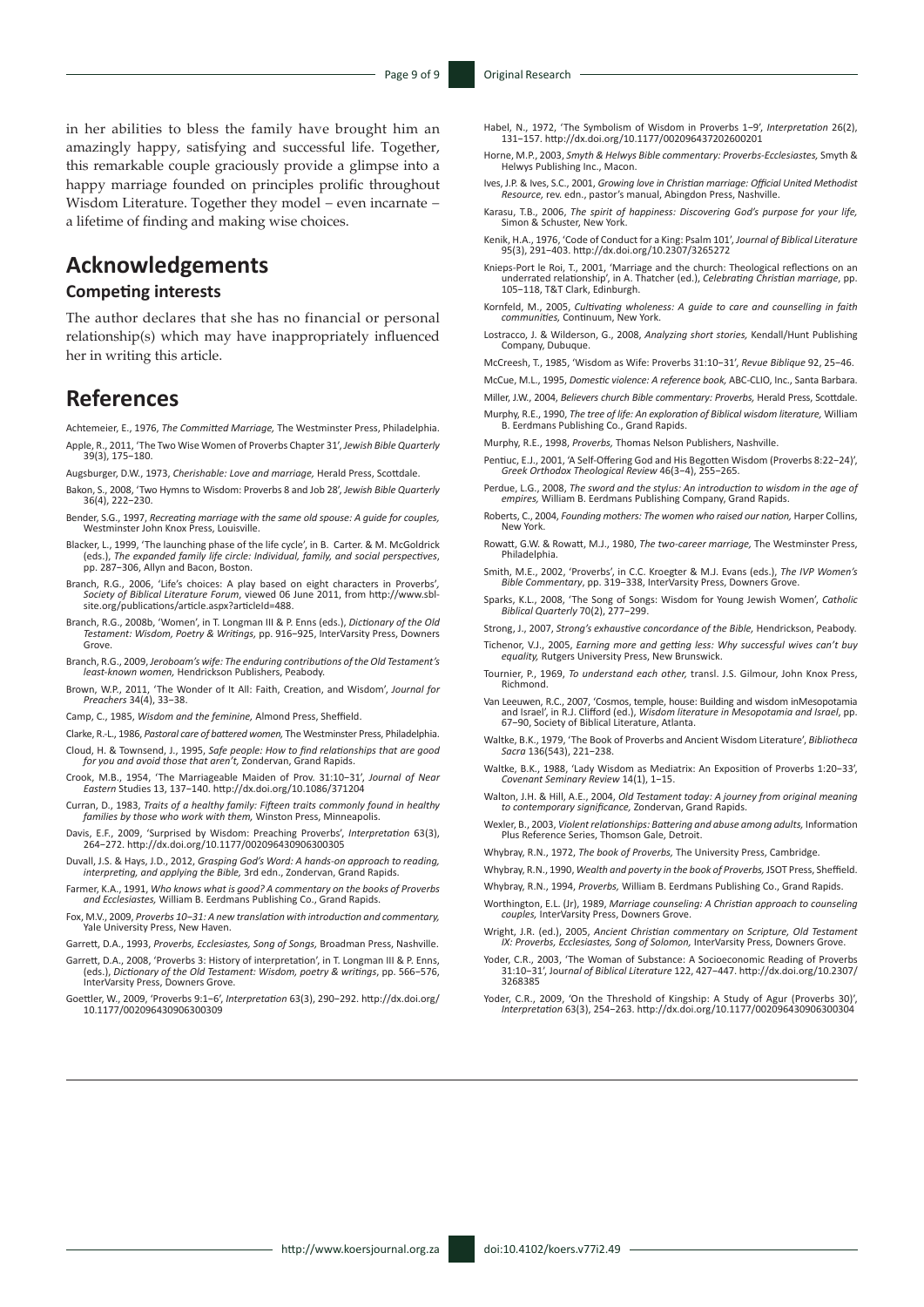in her abilities to bless the family have brought him an amazingly happy, satisfying and successful life. Together, this remarkable couple graciously provide a glimpse into a happy marriage founded on principles prolific throughout Wisdom Literature. Together they model – even incarnate – a lifetime of finding and making wise choices.

## Acknowledgements

### Competing interests

The author declares that she has no financial or personal relationship(s) which may have inappropriately influenced her in writing this article.

## References

Achtemeier, E., 1976, *The Committed Marriage,* The Westminster Press, Philadelphia.

Apple, R., 2011, 'The Two Wise Women of Proverbs Chapter 31', *Jewish Bible Quarterly* 39(3), 175–180.

Augsburger, D.W., 1973, *Cherishable: Love and marriage,* Herald Press, Scottdale.

Bakon, S., 2008, 'Two Hymns to Wisdom: Proverbs 8 and Job 28', *Jewish Bible Quarterly* 36(4), 222–230.

Bender, S.G., 1997, *Recreating marriage with the same old spouse: A guide for couples,* Westminster John Knox Press, Louisville.

Blacker, L., 1999, 'The launching phase of the life cycle', in B. Carter. & M. McGoldrick (eds.), *The expanded family life circle: Individual, family, and social perspectives*, pp. 287–306, Allyn and Bacon, Boston.

Branch, R.G., 2006, 'Life's choices: A play based on eight characters in Proverbs', *Society of Biblical Literature Forum*, viewed 06 June 2011, from http://www.sbl-site.org/publications/article.aspx?articleId=488.

Branch, R.G., 2008b, 'Women', in T. Longman III & P. Enns (eds.), *Dictionary of the Old Testament: Wisdom, Poetry & Writings*, pp. 916–925, InterVarsity Press, Downers Grove.

Branch, R.G., 2009, *Jeroboam's wife: The enduring contributions of the Old Testament's least-known women,* Hendrickson Publishers, Peabody.

Brown, W.P., 2011, 'The Wonder of It All: Faith, Creation, and Wisdom', *Journal for Preachers* 34(4), 33–38.

Camp, C., 1985, *Wisdom and the feminine,* Almond Press, Sheffield.

Clarke, R.-L., 1986, *Pastoral care of battered women,* The Westminster Press, Philadelphia.

Cloud, H. & Townsend, J., 1995, *Safe people: How to find relationships that are good for you and avoid those that aren't,* Zondervan, Grand Rapids.

Crook, M.B., 1954, 'The Marriageable Maiden of Prov. 31:10–31', *Journal of Near Eastern* Studies 13, 137–140. http://dx.doi.org/10.1086/371204

Curran, D., 1983, *Traits of a healthy family: Fifteen traits commonly found in healthy families by those who work with them,* Winston Press, Minneapolis.

Davis, E.F., 2009, 'Surprised by Wisdom: Preaching Proverbs', *Interpretation* 63(3), 264–272. http://dx.doi.org/10.1177/002096430906300305

Duvall, J.S. & Hays, J.D., 2012, *Grasping God's Word: A hands-on approach to reading, interpreting, and applying the Bible,* 3rd edn., Zondervan, Grand Rapids.

Farmer, K.A., 1991, *Who knows what is good? A commentary on the books of Proverbs and Ecclesiastes,* William B. Eerdmans Publishing Co., Grand Rapids.

Fox, M.V., 2009, *Proverbs 10–31: A new translation with introduction and commentary,* Yale University Press, New Haven.

Garrett, D.A., 1993, *Proverbs, Ecclesiastes, Song of Songs,* Broadman Press, Nashville.

Garrett, D.A., 2008, 'Proverbs 3: History of interpretation', in T. Longman III & P. Enns, (eds.), *Dictionary of the Old Testament: Wisdom, poetry & writings*, pp. 566–576, InterVarsity Press, Downers Grove.

Goettler, W., 2009, 'Proverbs 9:1–6', *Interpretation* 63(3), 290–292. http://dx.doi.org/10.1177/002096430906300309

Habel, N., 1972, 'The Symbolism of Wisdom in Proverbs 1–9', *Interpretation* 26(2), 131–157. http://dx.doi.org/10.1177/002096437202600201

Horne, M.P., 2003, *Smyth & Helwys Bible commentary: Proverbs-Ecclesiastes,* Smyth & Helwys Publishing Inc., Macon.

Ives, J.P. & Ives, S.C., 2001, *Growing love in Christian marriage: Official United Methodist Resource,* rev. edn., pastor's manual, Abingdon Press, Nashville.

Karasu, T.B., 2006, *The spirit of happiness: Discovering God's purpose for your life,* Simon & Schuster, New York.

Kenik, H.A., 1976, 'Code of Conduct for a King: Psalm 101', *Journal of Biblical Literature* 95(3), 291–403. http://dx.doi.org/10.2307/3265272

Knieps-Port le Roi, T., 2001, 'Marriage and the church: Theological reflections on an underrated relationship', in A. Thatcher (ed.), *Celebrating Christian marriage*, pp. 105–118, T&T Clark, Edinburgh.

Kornfeld, M., 2005, *Cultivating wholeness: A guide to care and counselling in faith communities,* Continuum, New York.

Lostracco, J. & Wilderson, G., 2008, *Analyzing short stories,* Kendall/Hunt Publishing Company, Dubuque.

McCreesh, T., 1985, 'Wisdom as Wife: Proverbs 31:10–31', *Revue Biblique* 92, 25–46.

McCue, M.L., 1995, *Domestic violence: A reference book,* ABC-CLIO, Inc., Santa Barbara.

Miller, J.W., 2004, *Believers church Bible commentary: Proverbs,* Herald Press, Scottdale.

Murphy, R.E., 1990, *The tree of life: An exploration of Biblical wisdom literature,* William B. Eerdmans Publishing Co., Grand Rapids.

Murphy, R.E., 1998, *Proverbs,* Thomas Nelson Publishers, Nashville.

Pentiuc, E.J., 2001, 'A Self-Offering God and His Begotten Wisdom (Proverbs 8:22–24)', *Greek Orthodox Theological Review* 46(3–4), 255–265.

Perdue, L.G., 2008, *The sword and the stylus: An introduction to wisdom in the age of empires,* William B. Eerdmans Publishing Company, Grand Rapids.

Roberts, C., 2004, *Founding mothers: The women who raised our nation,* Harper Collins, New York.

Rowatt, G.W. & Rowatt, M.J., 1980, *The two-career marriage,* The Westminster Press, Philadelphia.

Smith, M.E., 2002, 'Proverbs', in C.C. Kroegter & M.J. Evans (eds.), *The IVP Women's Bible Commentary*, pp. 319–338, InterVarsity Press, Downers Grove.

Sparks, K.L., 2008, 'The Song of Songs: Wisdom for Young Jewish Women', *Catholic Biblical Quarterly* 70(2), 277–299.

Strong, J., 2007, *Strong's exhaustive concordance of the Bible,* Hendrickson, Peabody.

Tichenor, V.J., 2005, *Earning more and getting less: Why successful wives can't buy equality,* Rutgers University Press, New Brunswick.

Tournier, P., 1969, *To understand each other,* transl. J.S. Gilmour, John Knox Press, Richmond.

Van Leeuwen, R.C., 2007, 'Cosmos, temple, house: Building and wisdom inMesopotamia and Israel', in R.J. Clifford (ed.), *Wisdom literature in Mesopotamia and Israel*, pp. 67–90, Society of Biblical Literature, Atlanta.

Waltke, B.K., 1979, 'The Book of Proverbs and Ancient Wisdom Literature', *Bibliotheca Sacra* 136(543), 221–238.

Waltke, B.K., 1988, 'Lady Wisdom as Mediatrix: An Exposition of Proverbs 1:20–33', *Covenant Seminary Review* 14(1), 1–15.

Walton, J.H. & Hill, A.E., 2004, *Old Testament today: A journey from original meaning to contemporary significance,* Zondervan, Grand Rapids.

Wexler, B., 2003, *Violent relationships: Battering and abuse among adults,* Information Plus Reference Series, Thomson Gale, Detroit.

Whybray, R.N., 1972, *The book of Proverbs,* The University Press, Cambridge.

Whybray, R.N., 1990, *Wealth and poverty in the book of Proverbs,* JSOT Press, Sheffield.

Whybray, R.N., 1994, *Proverbs,* William B. Eerdmans Publishing Co., Grand Rapids.

Worthington, E.L. (Jr), 1989, *Marriage counseling: A Christian approach to counseling couples,* InterVarsity Press, Downers Grove.

Wright, J.R. (ed.), 2005, *Ancient Christian commentary on Scripture, Old Testament IX: Proverbs, Ecclesiastes, Song of Solomon,* InterVarsity Press, Downers Grove.

Yoder, C.R., 2003, 'The Woman of Substance: A Socioeconomic Reading of Proverbs 31:10–31', Jour*nal of Biblical Literature* 122, 427–447. http://dx.doi.org/10.2307/3268385

Yoder, C.R., 2009, 'On the Threshold of Kingship: A Study of Agur (Proverbs 30)', *Interpretation* 63(3), 254–263. http://dx.doi.org/10.1177/002096430906300304